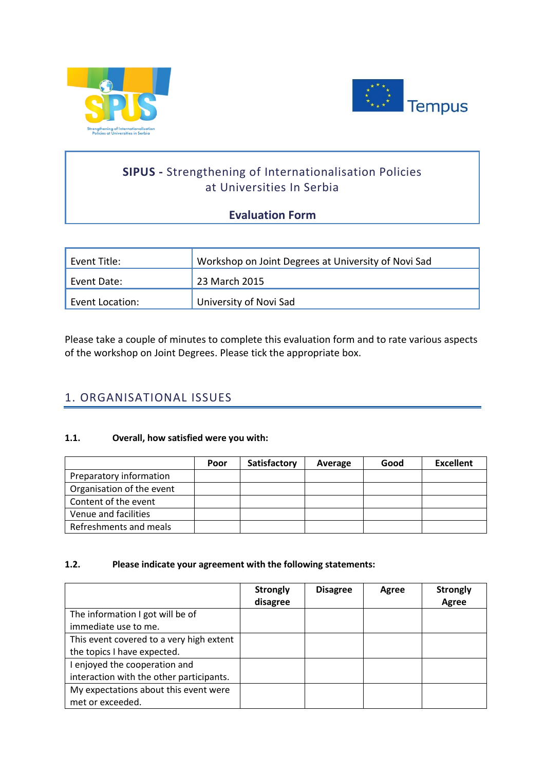**SIPUS -** Strengthening of Internationalisation Policies at Universities In Serbia

**Evaluation Form**

| | |
|---|---|
| Event Title: | Workshop on Joint Degrees at University of Novi Sad |
| Event Date: | 23 March 2015 |
| Event Location: | University of Novi Sad |

Please take a couple of minutes to complete this evaluation form and to rate various aspects of the workshop on Joint Degrees. Please tick the appropriate box.

## 1. ORGANISATIONAL ISSUES

**1.1. Overall, how satisfied were you with:**

| | Poor | Satisfactory | Average | Good | Excellent |
|---|---|---|---|---|---|
| Preparatory information | | | | | |
| Organisation of the event | | | | | |
| Content of the event | | | | | |
| Venue and facilities | | | | | |
| Refreshments and meals | | | | | |

**1.2. Please indicate your agreement with the following statements:**

| | Strongly disagree | Disagree | Agree | Strongly Agree |
|---|---|---|---|---|
| The information I got will be of immediate use to me. | | | | |
| This event covered to a very high extent the topics I have expected. | | | | |
| I enjoyed the cooperation and interaction with the other participants. | | | | |
| My expectations about this event were met or exceeded. | | | | |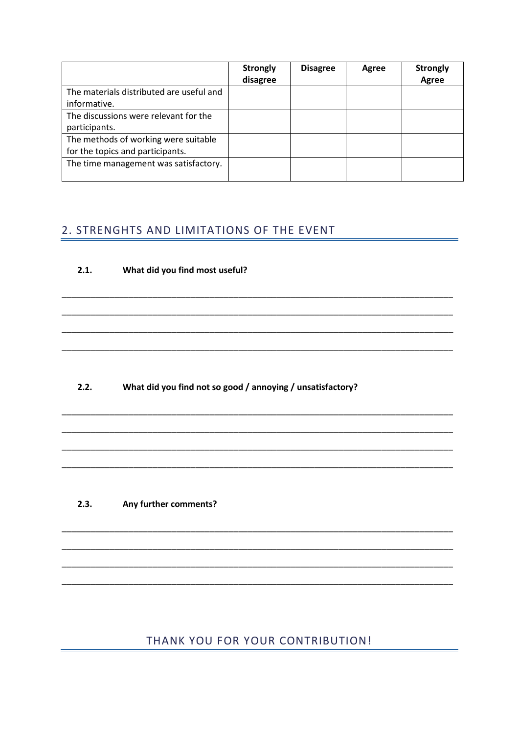| | Strongly disagree | Disagree | Agree | Strongly Agree |
|---|---|---|---|---|
| The materials distributed are useful and informative. | | | | |
| The discussions were relevant for the participants. | | | | |
| The methods of working were suitable for the topics and participants. | | | | |
| The time management was satisfactory. | | | | |

## 2. STRENGHTS AND LIMITATIONS OF THE EVENT

### 2.1. What did you find most useful?

_______________________________________________________________________________

_______________________________________________________________________________

_______________________________________________________________________________

_______________________________________________________________________________

### 2.2. What did you find not so good / annoying / unsatisfactory?

_______________________________________________________________________________

_______________________________________________________________________________

_______________________________________________________________________________

_______________________________________________________________________________

### 2.3. Any further comments?

_______________________________________________________________________________

_______________________________________________________________________________

_______________________________________________________________________________

_______________________________________________________________________________

## THANK YOU FOR YOUR CONTRIBUTION!